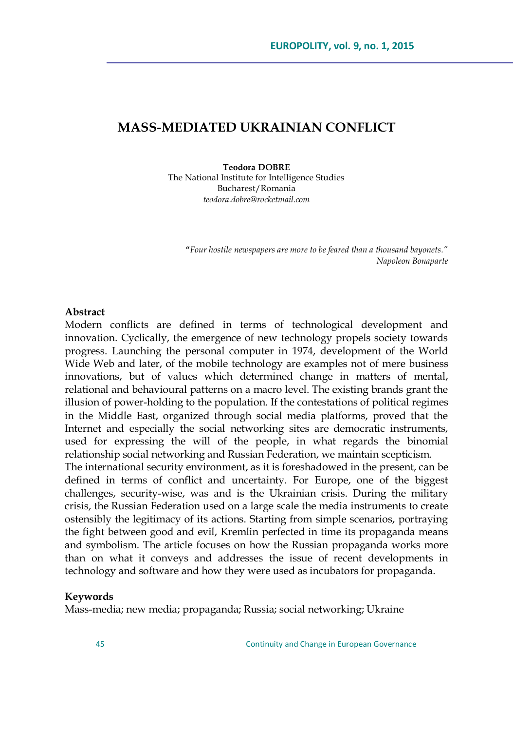# MASS-MEDIATED UKRAINIAN CONFLICT

**Teodora DOBRE**
The National Institute for Intelligence Studies
Bucharest/Romania
*teodora.dobre@rocketmail.com*

> **"***Four hostile newspapers are more to be feared than a thousand bayonets."*
> *Napoleon Bonaparte*

**Abstract**

Modern conflicts are defined in terms of technological development and innovation. Cyclically, the emergence of new technology propels society towards progress. Launching the personal computer in 1974, development of the World Wide Web and later, of the mobile technology are examples not of mere business innovations, but of values which determined change in matters of mental, relational and behavioural patterns on a macro level. The existing brands grant the illusion of power-holding to the population. If the contestations of political regimes in the Middle East, organized through social media platforms, proved that the Internet and especially the social networking sites are democratic instruments, used for expressing the will of the people, in what regards the binomial relationship social networking and Russian Federation, we maintain scepticism.

The international security environment, as it is foreshadowed in the present, can be defined in terms of conflict and uncertainty. For Europe, one of the biggest challenges, security-wise, was and is the Ukrainian crisis. During the military crisis, the Russian Federation used on a large scale the media instruments to create ostensibly the legitimacy of its actions. Starting from simple scenarios, portraying the fight between good and evil, Kremlin perfected in time its propaganda means and symbolism. The article focuses on how the Russian propaganda works more than on what it conveys and addresses the issue of recent developments in technology and software and how they were used as incubators for propaganda.

**Keywords**

Mass-media; new media; propaganda; Russia; social networking; Ukraine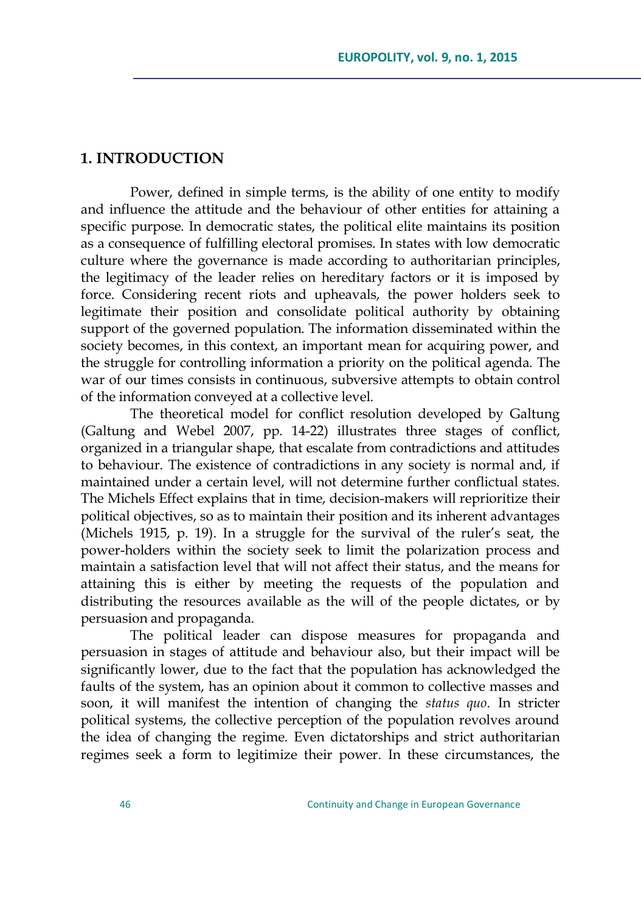## 1. INTRODUCTION

Power, defined in simple terms, is the ability of one entity to modify and influence the attitude and the behaviour of other entities for attaining a specific purpose. In democratic states, the political elite maintains its position as a consequence of fulfilling electoral promises. In states with low democratic culture where the governance is made according to authoritarian principles, the legitimacy of the leader relies on hereditary factors or it is imposed by force. Considering recent riots and upheavals, the power holders seek to legitimate their position and consolidate political authority by obtaining support of the governed population. The information disseminated within the society becomes, in this context, an important mean for acquiring power, and the struggle for controlling information a priority on the political agenda. The war of our times consists in continuous, subversive attempts to obtain control of the information conveyed at a collective level.

The theoretical model for conflict resolution developed by Galtung (Galtung and Webel 2007, pp. 14-22) illustrates three stages of conflict, organized in a triangular shape, that escalate from contradictions and attitudes to behaviour. The existence of contradictions in any society is normal and, if maintained under a certain level, will not determine further conflictual states. The Michels Effect explains that in time, decision-makers will reprioritize their political objectives, so as to maintain their position and its inherent advantages (Michels 1915, p. 19). In a struggle for the survival of the ruler's seat, the power-holders within the society seek to limit the polarization process and maintain a satisfaction level that will not affect their status, and the means for attaining this is either by meeting the requests of the population and distributing the resources available as the will of the people dictates, or by persuasion and propaganda.

The political leader can dispose measures for propaganda and persuasion in stages of attitude and behaviour also, but their impact will be significantly lower, due to the fact that the population has acknowledged the faults of the system, has an opinion about it common to collective masses and soon, it will manifest the intention of changing the *status quo*. In stricter political systems, the collective perception of the population revolves around the idea of changing the regime. Even dictatorships and strict authoritarian regimes seek a form to legitimize their power. In these circumstances, the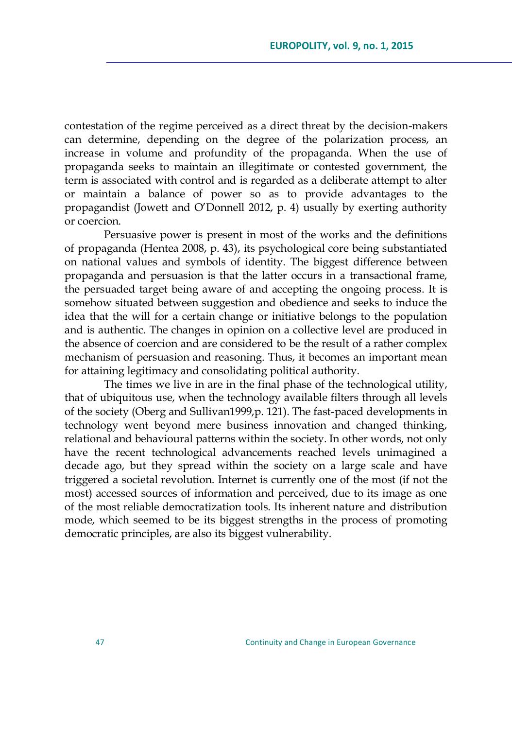contestation of the regime perceived as a direct threat by the decision-makers can determine, depending on the degree of the polarization process, an increase in volume and profundity of the propaganda. When the use of propaganda seeks to maintain an illegitimate or contested government, the term is associated with control and is regarded as a deliberate attempt to alter or maintain a balance of power so as to provide advantages to the propagandist (Jowett and O'Donnell 2012, p. 4) usually by exerting authority or coercion.

Persuasive power is present in most of the works and the definitions of propaganda (Hentea 2008, p. 43), its psychological core being substantiated on national values and symbols of identity. The biggest difference between propaganda and persuasion is that the latter occurs in a transactional frame, the persuaded target being aware of and accepting the ongoing process. It is somehow situated between suggestion and obedience and seeks to induce the idea that the will for a certain change or initiative belongs to the population and is authentic. The changes in opinion on a collective level are produced in the absence of coercion and are considered to be the result of a rather complex mechanism of persuasion and reasoning. Thus, it becomes an important mean for attaining legitimacy and consolidating political authority.

The times we live in are in the final phase of the technological utility, that of ubiquitous use, when the technology available filters through all levels of the society (Oberg and Sullivan1999,p. 121). The fast-paced developments in technology went beyond mere business innovation and changed thinking, relational and behavioural patterns within the society. In other words, not only have the recent technological advancements reached levels unimagined a decade ago, but they spread within the society on a large scale and have triggered a societal revolution. Internet is currently one of the most (if not the most) accessed sources of information and perceived, due to its image as one of the most reliable democratization tools. Its inherent nature and distribution mode, which seemed to be its biggest strengths in the process of promoting democratic principles, are also its biggest vulnerability.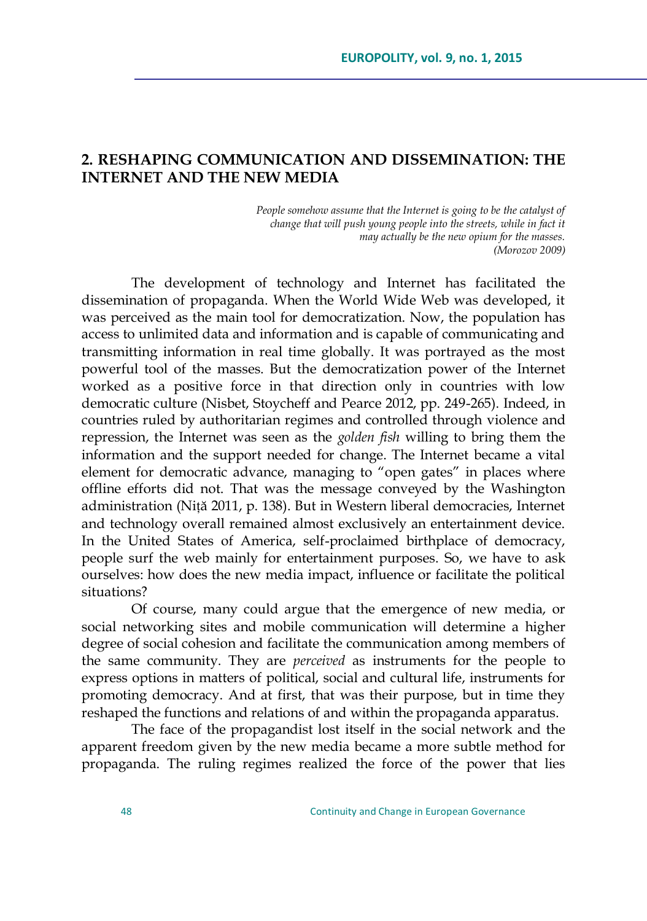## 2. RESHAPING COMMUNICATION AND DISSEMINATION: THE INTERNET AND THE NEW MEDIA

*People somehow assume that the Internet is going to be the catalyst of change that will push young people into the streets, while in fact it may actually be the new opium for the masses.*
*(Morozov 2009)*

The development of technology and Internet has facilitated the dissemination of propaganda. When the World Wide Web was developed, it was perceived as the main tool for democratization. Now, the population has access to unlimited data and information and is capable of communicating and transmitting information in real time globally. It was portrayed as the most powerful tool of the masses. But the democratization power of the Internet worked as a positive force in that direction only in countries with low democratic culture (Nisbet, Stoycheff and Pearce 2012, pp. 249-265). Indeed, in countries ruled by authoritarian regimes and controlled through violence and repression, the Internet was seen as the *golden fish* willing to bring them the information and the support needed for change. The Internet became a vital element for democratic advance, managing to "open gates" in places where offline efforts did not. That was the message conveyed by the Washington administration (Niță 2011, p. 138). But in Western liberal democracies, Internet and technology overall remained almost exclusively an entertainment device. In the United States of America, self-proclaimed birthplace of democracy, people surf the web mainly for entertainment purposes. So, we have to ask ourselves: how does the new media impact, influence or facilitate the political situations?

Of course, many could argue that the emergence of new media, or social networking sites and mobile communication will determine a higher degree of social cohesion and facilitate the communication among members of the same community. They are *perceived* as instruments for the people to express options in matters of political, social and cultural life, instruments for promoting democracy. And at first, that was their purpose, but in time they reshaped the functions and relations of and within the propaganda apparatus.

The face of the propagandist lost itself in the social network and the apparent freedom given by the new media became a more subtle method for propaganda. The ruling regimes realized the force of the power that lies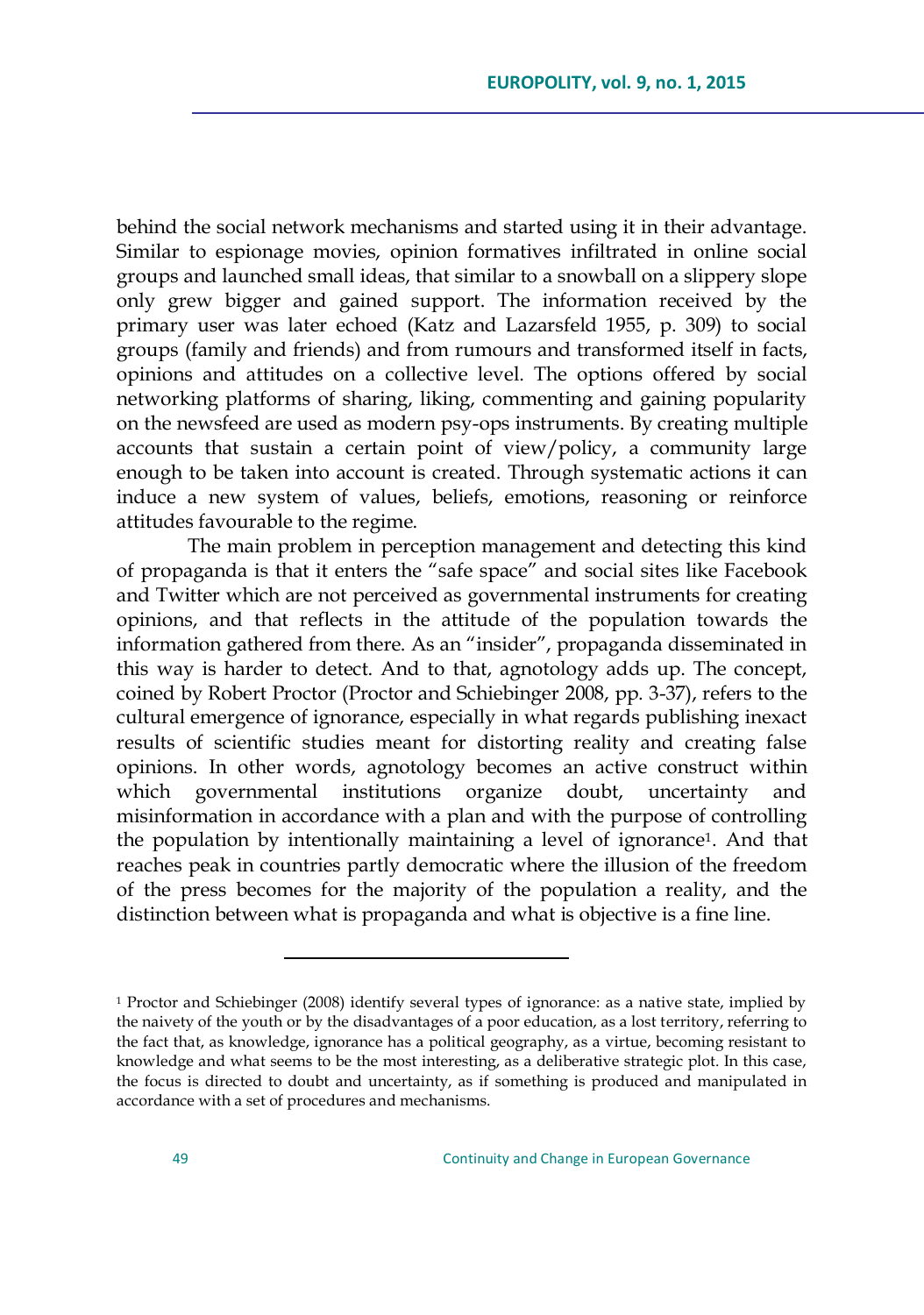behind the social network mechanisms and started using it in their advantage. Similar to espionage movies, opinion formatives infiltrated in online social groups and launched small ideas, that similar to a snowball on a slippery slope only grew bigger and gained support. The information received by the primary user was later echoed (Katz and Lazarsfeld 1955, p. 309) to social groups (family and friends) and from rumours and transformed itself in facts, opinions and attitudes on a collective level. The options offered by social networking platforms of sharing, liking, commenting and gaining popularity on the newsfeed are used as modern psy-ops instruments. By creating multiple accounts that sustain a certain point of view/policy, a community large enough to be taken into account is created. Through systematic actions it can induce a new system of values, beliefs, emotions, reasoning or reinforce attitudes favourable to the regime.

The main problem in perception management and detecting this kind of propaganda is that it enters the "safe space" and social sites like Facebook and Twitter which are not perceived as governmental instruments for creating opinions, and that reflects in the attitude of the population towards the information gathered from there. As an "insider", propaganda disseminated in this way is harder to detect. And to that, agnotology adds up. The concept, coined by Robert Proctor (Proctor and Schiebinger 2008, pp. 3-37), refers to the cultural emergence of ignorance, especially in what regards publishing inexact results of scientific studies meant for distorting reality and creating false opinions. In other words, agnotology becomes an active construct within which governmental institutions organize doubt, uncertainty and misinformation in accordance with a plan and with the purpose of controlling the population by intentionally maintaining a level of ignorance[1]. And that reaches peak in countries partly democratic where the illusion of the freedom of the press becomes for the majority of the population a reality, and the distinction between what is propaganda and what is objective is a fine line.

---

[1] Proctor and Schiebinger (2008) identify several types of ignorance: as a native state, implied by the naivety of the youth or by the disadvantages of a poor education, as a lost territory, referring to the fact that, as knowledge, ignorance has a political geography, as a virtue, becoming resistant to knowledge and what seems to be the most interesting, as a deliberative strategic plot. In this case, the focus is directed to doubt and uncertainty, as if something is produced and manipulated in accordance with a set of procedures and mechanisms.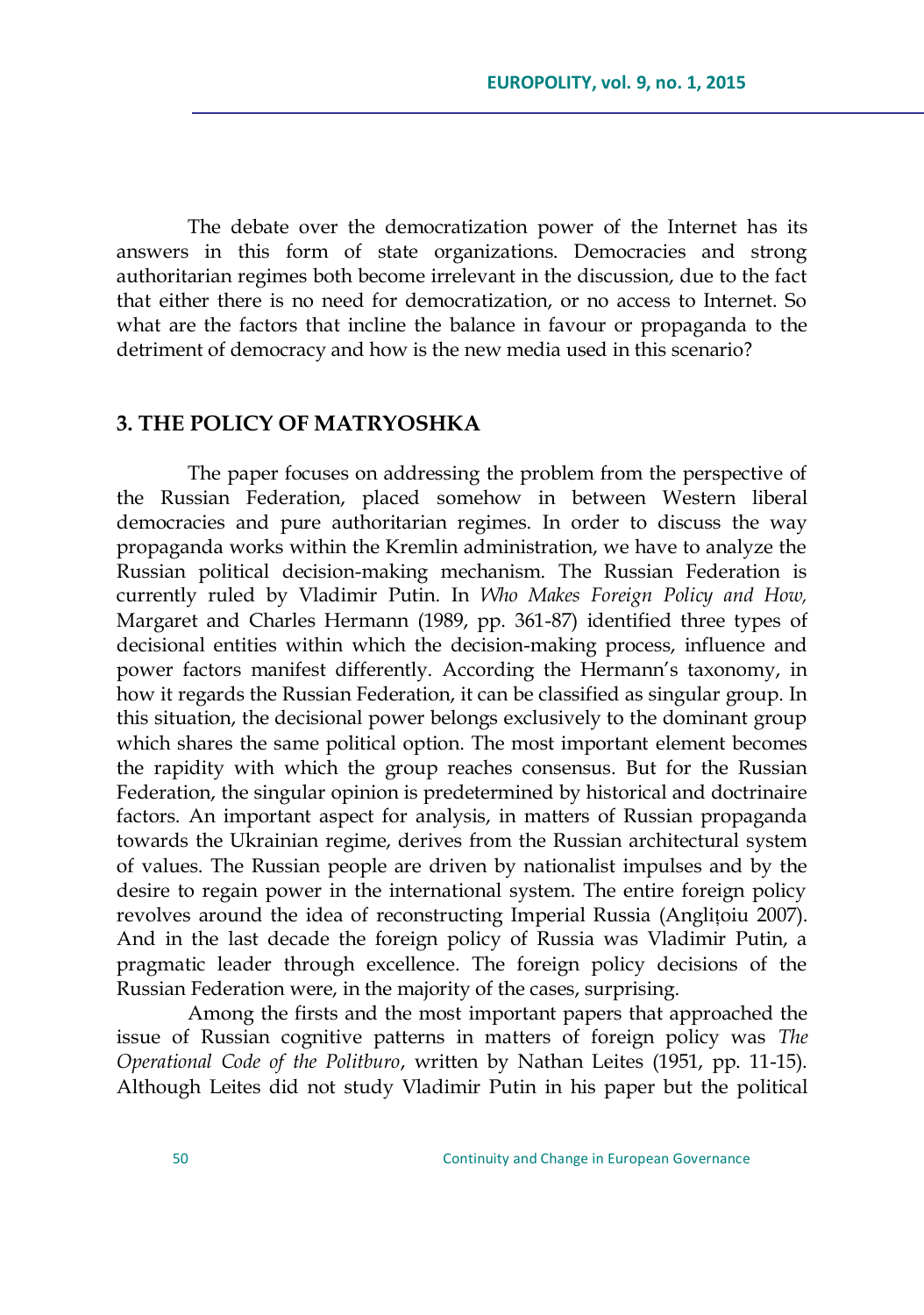The debate over the democratization power of the Internet has its answers in this form of state organizations. Democracies and strong authoritarian regimes both become irrelevant in the discussion, due to the fact that either there is no need for democratization, or no access to Internet. So what are the factors that incline the balance in favour or propaganda to the detriment of democracy and how is the new media used in this scenario?

## 3. THE POLICY OF MATRYOSHKA

The paper focuses on addressing the problem from the perspective of the Russian Federation, placed somehow in between Western liberal democracies and pure authoritarian regimes. In order to discuss the way propaganda works within the Kremlin administration, we have to analyze the Russian political decision-making mechanism. The Russian Federation is currently ruled by Vladimir Putin. In *Who Makes Foreign Policy and How,* Margaret and Charles Hermann (1989, pp. 361-87) identified three types of decisional entities within which the decision-making process, influence and power factors manifest differently. According the Hermann's taxonomy, in how it regards the Russian Federation, it can be classified as singular group. In this situation, the decisional power belongs exclusively to the dominant group which shares the same political option. The most important element becomes the rapidity with which the group reaches consensus. But for the Russian Federation, the singular opinion is predetermined by historical and doctrinaire factors. An important aspect for analysis, in matters of Russian propaganda towards the Ukrainian regime, derives from the Russian architectural system of values. The Russian people are driven by nationalist impulses and by the desire to regain power in the international system. The entire foreign policy revolves around the idea of reconstructing Imperial Russia (Anglițoiu 2007). And in the last decade the foreign policy of Russia was Vladimir Putin, a pragmatic leader through excellence. The foreign policy decisions of the Russian Federation were, in the majority of the cases, surprising.

Among the firsts and the most important papers that approached the issue of Russian cognitive patterns in matters of foreign policy was *The Operational Code of the Politburo*, written by Nathan Leites (1951, pp. 11-15). Although Leites did not study Vladimir Putin in his paper but the political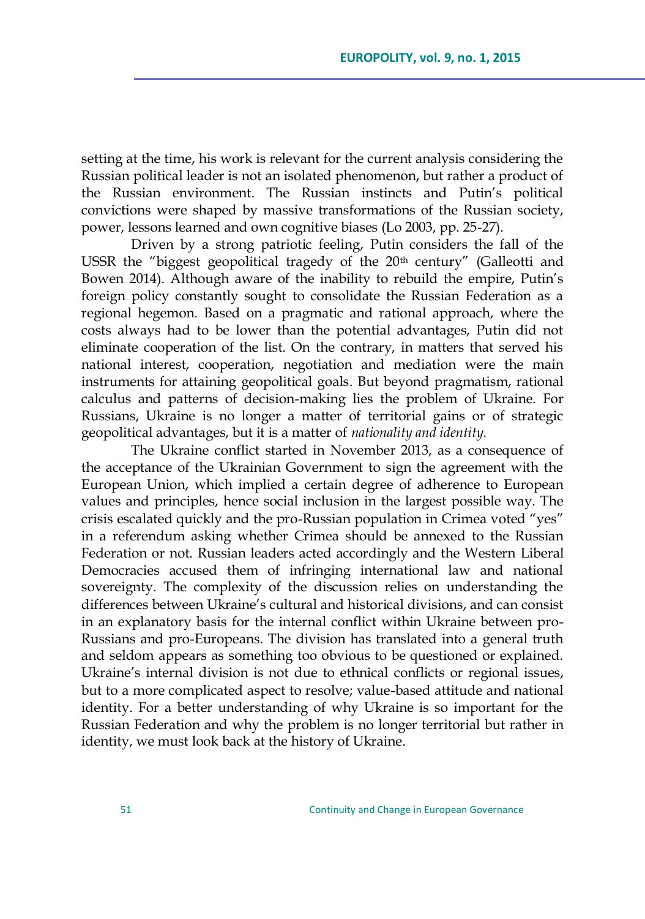setting at the time, his work is relevant for the current analysis considering the Russian political leader is not an isolated phenomenon, but rather a product of the Russian environment. The Russian instincts and Putin's political convictions were shaped by massive transformations of the Russian society, power, lessons learned and own cognitive biases (Lo 2003, pp. 25-27).

Driven by a strong patriotic feeling, Putin considers the fall of the USSR the "biggest geopolitical tragedy of the 20th century" (Galleotti and Bowen 2014). Although aware of the inability to rebuild the empire, Putin's foreign policy constantly sought to consolidate the Russian Federation as a regional hegemon. Based on a pragmatic and rational approach, where the costs always had to be lower than the potential advantages, Putin did not eliminate cooperation of the list. On the contrary, in matters that served his national interest, cooperation, negotiation and mediation were the main instruments for attaining geopolitical goals. But beyond pragmatism, rational calculus and patterns of decision-making lies the problem of Ukraine. For Russians, Ukraine is no longer a matter of territorial gains or of strategic geopolitical advantages, but it is a matter of *nationality and identity.*

The Ukraine conflict started in November 2013, as a consequence of the acceptance of the Ukrainian Government to sign the agreement with the European Union, which implied a certain degree of adherence to European values and principles, hence social inclusion in the largest possible way. The crisis escalated quickly and the pro-Russian population in Crimea voted "yes" in a referendum asking whether Crimea should be annexed to the Russian Federation or not. Russian leaders acted accordingly and the Western Liberal Democracies accused them of infringing international law and national sovereignty. The complexity of the discussion relies on understanding the differences between Ukraine's cultural and historical divisions, and can consist in an explanatory basis for the internal conflict within Ukraine between pro-Russians and pro-Europeans. The division has translated into a general truth and seldom appears as something too obvious to be questioned or explained. Ukraine's internal division is not due to ethnical conflicts or regional issues, but to a more complicated aspect to resolve; value-based attitude and national identity. For a better understanding of why Ukraine is so important for the Russian Federation and why the problem is no longer territorial but rather in identity, we must look back at the history of Ukraine.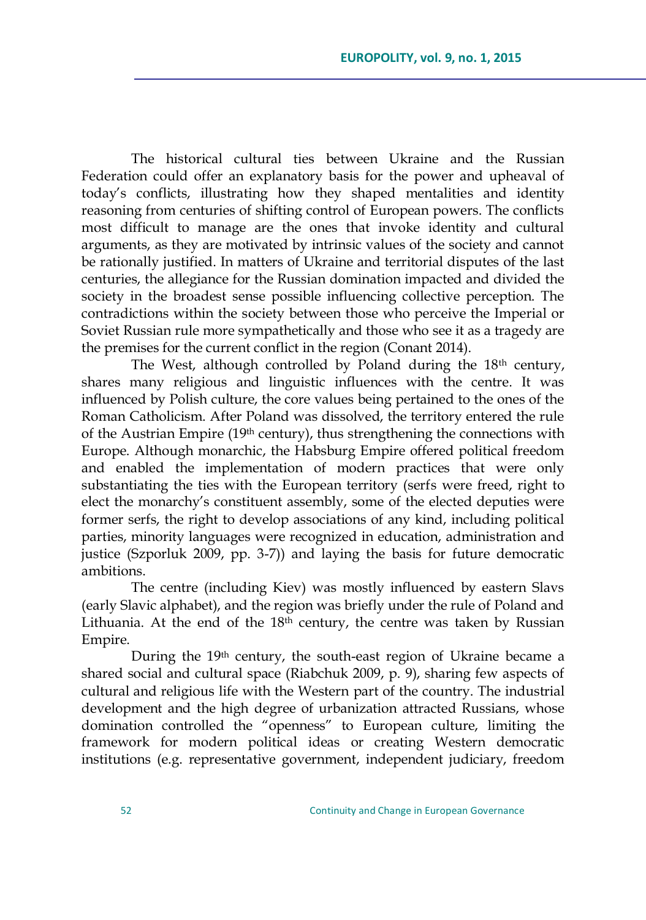The historical cultural ties between Ukraine and the Russian Federation could offer an explanatory basis for the power and upheaval of today's conflicts, illustrating how they shaped mentalities and identity reasoning from centuries of shifting control of European powers. The conflicts most difficult to manage are the ones that invoke identity and cultural arguments, as they are motivated by intrinsic values of the society and cannot be rationally justified. In matters of Ukraine and territorial disputes of the last centuries, the allegiance for the Russian domination impacted and divided the society in the broadest sense possible influencing collective perception. The contradictions within the society between those who perceive the Imperial or Soviet Russian rule more sympathetically and those who see it as a tragedy are the premises for the current conflict in the region (Conant 2014).

The West, although controlled by Poland during the 18th century, shares many religious and linguistic influences with the centre. It was influenced by Polish culture, the core values being pertained to the ones of the Roman Catholicism. After Poland was dissolved, the territory entered the rule of the Austrian Empire (19th century), thus strengthening the connections with Europe. Although monarchic, the Habsburg Empire offered political freedom and enabled the implementation of modern practices that were only substantiating the ties with the European territory (serfs were freed, right to elect the monarchy's constituent assembly, some of the elected deputies were former serfs, the right to develop associations of any kind, including political parties, minority languages were recognized in education, administration and justice (Szporluk 2009, pp. 3-7)) and laying the basis for future democratic ambitions.

The centre (including Kiev) was mostly influenced by eastern Slavs (early Slavic alphabet), and the region was briefly under the rule of Poland and Lithuania. At the end of the 18th century, the centre was taken by Russian Empire.

During the 19th century, the south-east region of Ukraine became a shared social and cultural space (Riabchuk 2009, p. 9), sharing few aspects of cultural and religious life with the Western part of the country. The industrial development and the high degree of urbanization attracted Russians, whose domination controlled the "openness" to European culture, limiting the framework for modern political ideas or creating Western democratic institutions (e.g. representative government, independent judiciary, freedom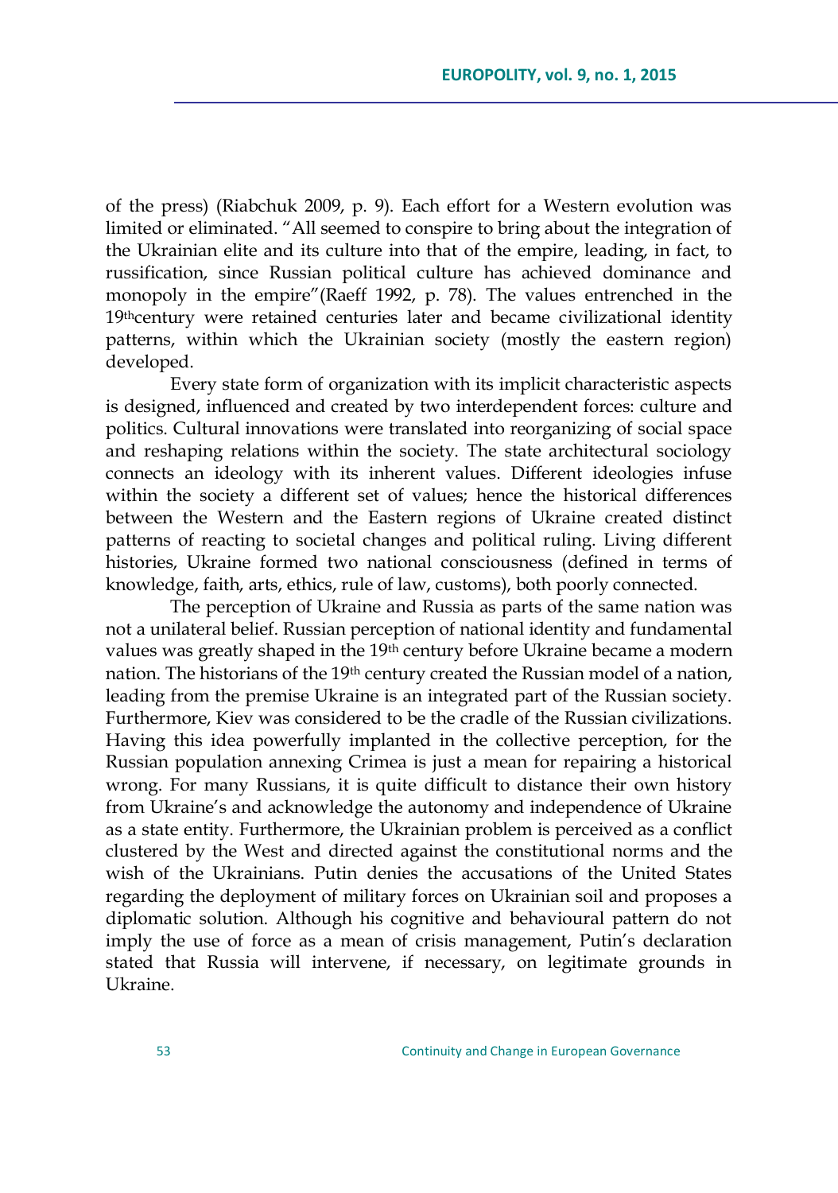of the press) (Riabchuk 2009, p. 9). Each effort for a Western evolution was limited or eliminated. "All seemed to conspire to bring about the integration of the Ukrainian elite and its culture into that of the empire, leading, in fact, to russification, since Russian political culture has achieved dominance and monopoly in the empire"(Raeff 1992, p. 78). The values entrenched in the 19thcentury were retained centuries later and became civilizational identity patterns, within which the Ukrainian society (mostly the eastern region) developed.

Every state form of organization with its implicit characteristic aspects is designed, influenced and created by two interdependent forces: culture and politics. Cultural innovations were translated into reorganizing of social space and reshaping relations within the society. The state architectural sociology connects an ideology with its inherent values. Different ideologies infuse within the society a different set of values; hence the historical differences between the Western and the Eastern regions of Ukraine created distinct patterns of reacting to societal changes and political ruling. Living different histories, Ukraine formed two national consciousness (defined in terms of knowledge, faith, arts, ethics, rule of law, customs), both poorly connected.

The perception of Ukraine and Russia as parts of the same nation was not a unilateral belief. Russian perception of national identity and fundamental values was greatly shaped in the 19th century before Ukraine became a modern nation. The historians of the 19th century created the Russian model of a nation, leading from the premise Ukraine is an integrated part of the Russian society. Furthermore, Kiev was considered to be the cradle of the Russian civilizations. Having this idea powerfully implanted in the collective perception, for the Russian population annexing Crimea is just a mean for repairing a historical wrong. For many Russians, it is quite difficult to distance their own history from Ukraine's and acknowledge the autonomy and independence of Ukraine as a state entity. Furthermore, the Ukrainian problem is perceived as a conflict clustered by the West and directed against the constitutional norms and the wish of the Ukrainians. Putin denies the accusations of the United States regarding the deployment of military forces on Ukrainian soil and proposes a diplomatic solution. Although his cognitive and behavioural pattern do not imply the use of force as a mean of crisis management, Putin's declaration stated that Russia will intervene, if necessary, on legitimate grounds in Ukraine.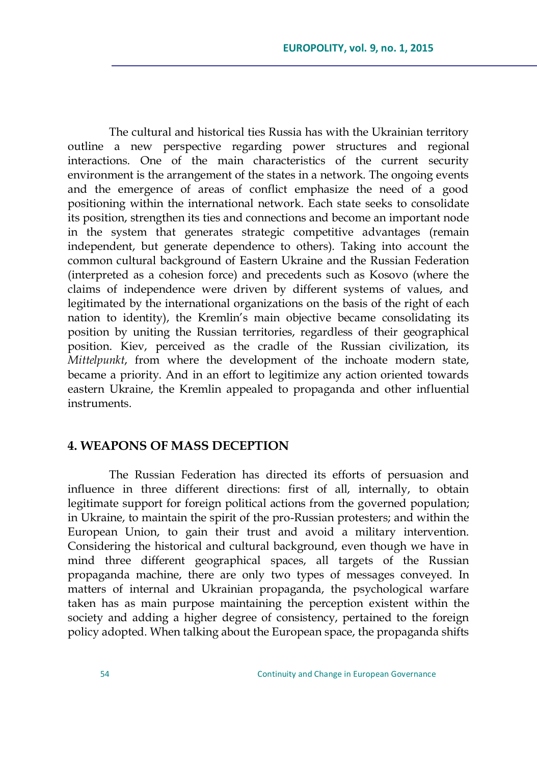The cultural and historical ties Russia has with the Ukrainian territory outline a new perspective regarding power structures and regional interactions. One of the main characteristics of the current security environment is the arrangement of the states in a network. The ongoing events and the emergence of areas of conflict emphasize the need of a good positioning within the international network. Each state seeks to consolidate its position, strengthen its ties and connections and become an important node in the system that generates strategic competitive advantages (remain independent, but generate dependence to others). Taking into account the common cultural background of Eastern Ukraine and the Russian Federation (interpreted as a cohesion force) and precedents such as Kosovo (where the claims of independence were driven by different systems of values, and legitimated by the international organizations on the basis of the right of each nation to identity), the Kremlin's main objective became consolidating its position by uniting the Russian territories, regardless of their geographical position. Kiev, perceived as the cradle of the Russian civilization, its *Mittelpunkt*, from where the development of the inchoate modern state, became a priority. And in an effort to legitimize any action oriented towards eastern Ukraine, the Kremlin appealed to propaganda and other influential instruments.

## 4. WEAPONS OF MASS DECEPTION

The Russian Federation has directed its efforts of persuasion and influence in three different directions: first of all, internally, to obtain legitimate support for foreign political actions from the governed population; in Ukraine, to maintain the spirit of the pro-Russian protesters; and within the European Union, to gain their trust and avoid a military intervention. Considering the historical and cultural background, even though we have in mind three different geographical spaces, all targets of the Russian propaganda machine, there are only two types of messages conveyed. In matters of internal and Ukrainian propaganda, the psychological warfare taken has as main purpose maintaining the perception existent within the society and adding a higher degree of consistency, pertained to the foreign policy adopted. When talking about the European space, the propaganda shifts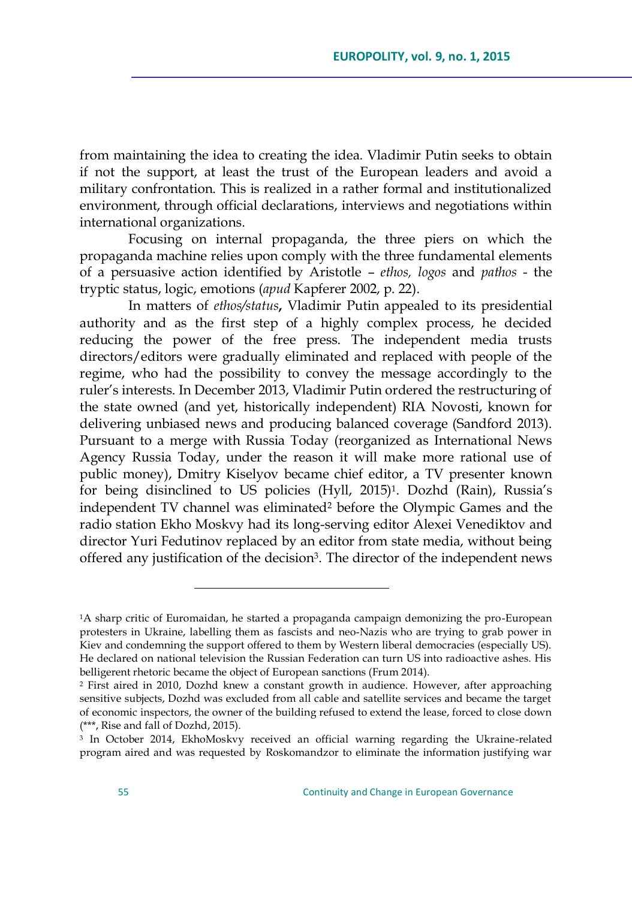from maintaining the idea to creating the idea. Vladimir Putin seeks to obtain if not the support, at least the trust of the European leaders and avoid a military confrontation. This is realized in a rather formal and institutionalized environment, through official declarations, interviews and negotiations within international organizations.

Focusing on internal propaganda, the three piers on which the propaganda machine relies upon comply with the three fundamental elements of a persuasive action identified by Aristotle – *ethos, logos* and *pathos* - the tryptic status, logic, emotions (*apud* Kapferer 2002, p. 22).

In matters of *ethos/status***,** Vladimir Putin appealed to its presidential authority and as the first step of a highly complex process, he decided reducing the power of the free press. The independent media trusts directors/editors were gradually eliminated and replaced with people of the regime, who had the possibility to convey the message accordingly to the ruler's interests. In December 2013, Vladimir Putin ordered the restructuring of the state owned (and yet, historically independent) RIA Novosti, known for delivering unbiased news and producing balanced coverage (Sandford 2013). Pursuant to a merge with Russia Today (reorganized as International News Agency Russia Today, under the reason it will make more rational use of public money), Dmitry Kiselyov became chief editor, a TV presenter known for being disinclined to US policies (Hyll, 2015)[1]. Dozhd (Rain), Russia's independent TV channel was eliminated[2] before the Olympic Games and the radio station Ekho Moskvy had its long-serving editor Alexei Venediktov and director Yuri Fedutinov replaced by an editor from state media, without being offered any justification of the decision[3]. The director of the independent news

---

[1]A sharp critic of Euromaidan, he started a propaganda campaign demonizing the pro-European protesters in Ukraine, labelling them as fascists and neo-Nazis who are trying to grab power in Kiev and condemning the support offered to them by Western liberal democracies (especially US). He declared on national television the Russian Federation can turn US into radioactive ashes. His belligerent rhetoric became the object of European sanctions (Frum 2014).

[2] First aired in 2010, Dozhd knew a constant growth in audience. However, after approaching sensitive subjects, Dozhd was excluded from all cable and satellite services and became the target of economic inspectors, the owner of the building refused to extend the lease, forced to close down (***, Rise and fall of Dozhd, 2015).

[3] In October 2014, EkhoMoskvy received an official warning regarding the Ukraine-related program aired and was requested by Roskomandzor to eliminate the information justifying war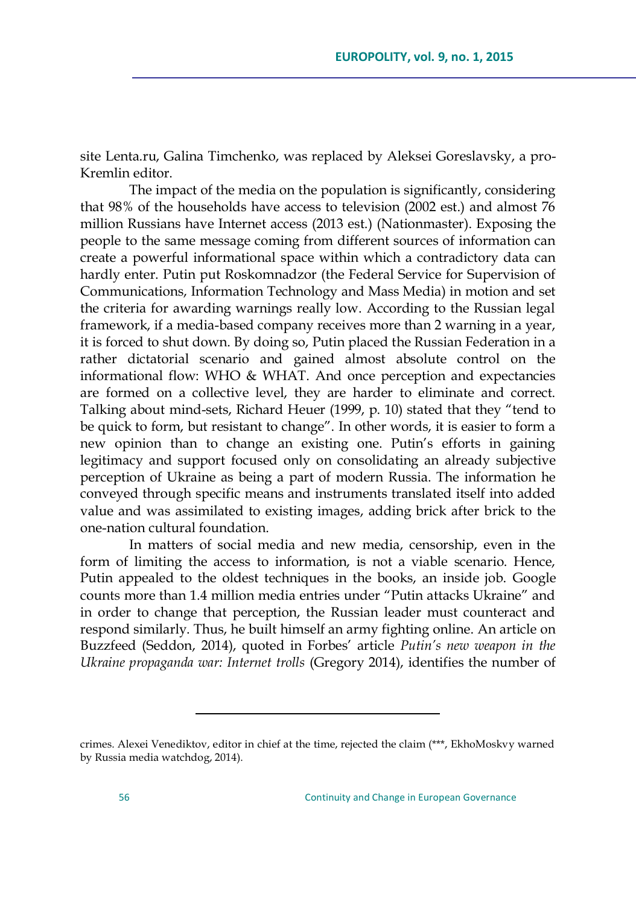site Lenta.ru, Galina Timchenko, was replaced by Aleksei Goreslavsky, a pro-Kremlin editor.

The impact of the media on the population is significantly, considering that 98% of the households have access to television (2002 est.) and almost 76 million Russians have Internet access (2013 est.) (Nationmaster). Exposing the people to the same message coming from different sources of information can create a powerful informational space within which a contradictory data can hardly enter. Putin put Roskomnadzor (the Federal Service for Supervision of Communications, Information Technology and Mass Media) in motion and set the criteria for awarding warnings really low. According to the Russian legal framework, if a media-based company receives more than 2 warning in a year, it is forced to shut down. By doing so, Putin placed the Russian Federation in a rather dictatorial scenario and gained almost absolute control on the informational flow: WHO & WHAT. And once perception and expectancies are formed on a collective level, they are harder to eliminate and correct. Talking about mind-sets, Richard Heuer (1999, p. 10) stated that they "tend to be quick to form, but resistant to change". In other words, it is easier to form a new opinion than to change an existing one. Putin's efforts in gaining legitimacy and support focused only on consolidating an already subjective perception of Ukraine as being a part of modern Russia. The information he conveyed through specific means and instruments translated itself into added value and was assimilated to existing images, adding brick after brick to the one-nation cultural foundation.

In matters of social media and new media, censorship, even in the form of limiting the access to information, is not a viable scenario. Hence, Putin appealed to the oldest techniques in the books, an inside job. Google counts more than 1.4 million media entries under "Putin attacks Ukraine" and in order to change that perception, the Russian leader must counteract and respond similarly. Thus, he built himself an army fighting online. An article on Buzzfeed (Seddon, 2014), quoted in Forbes' article *Putin's new weapon in the Ukraine propaganda war: Internet trolls* (Gregory 2014), identifies the number of

---

crimes. Alexei Venediktov, editor in chief at the time, rejected the claim (***, EkhoMoskvy warned by Russia media watchdog, 2014).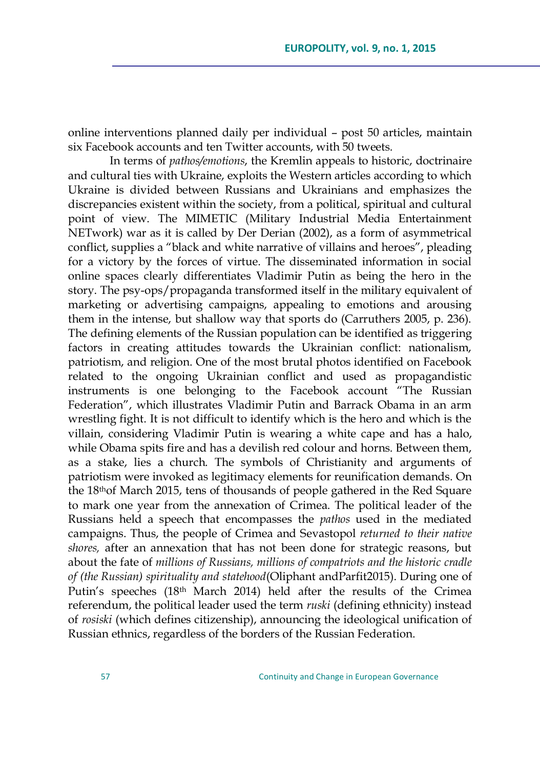online interventions planned daily per individual – post 50 articles, maintain six Facebook accounts and ten Twitter accounts, with 50 tweets.

In terms of *pathos/emotions*, the Kremlin appeals to historic, doctrinaire and cultural ties with Ukraine, exploits the Western articles according to which Ukraine is divided between Russians and Ukrainians and emphasizes the discrepancies existent within the society, from a political, spiritual and cultural point of view. The MIMETIC (Military Industrial Media Entertainment NETwork) war as it is called by Der Derian (2002), as a form of asymmetrical conflict, supplies a "black and white narrative of villains and heroes", pleading for a victory by the forces of virtue. The disseminated information in social online spaces clearly differentiates Vladimir Putin as being the hero in the story. The psy-ops/propaganda transformed itself in the military equivalent of marketing or advertising campaigns, appealing to emotions and arousing them in the intense, but shallow way that sports do (Carruthers 2005, p. 236). The defining elements of the Russian population can be identified as triggering factors in creating attitudes towards the Ukrainian conflict: nationalism, patriotism, and religion. One of the most brutal photos identified on Facebook related to the ongoing Ukrainian conflict and used as propagandistic instruments is one belonging to the Facebook account "The Russian Federation", which illustrates Vladimir Putin and Barrack Obama in an arm wrestling fight. It is not difficult to identify which is the hero and which is the villain, considering Vladimir Putin is wearing a white cape and has a halo, while Obama spits fire and has a devilish red colour and horns. Between them, as a stake, lies a church. The symbols of Christianity and arguments of patriotism were invoked as legitimacy elements for reunification demands. On the 18th of March 2015, tens of thousands of people gathered in the Red Square to mark one year from the annexation of Crimea. The political leader of the Russians held a speech that encompasses the *pathos* used in the mediated campaigns. Thus, the people of Crimea and Sevastopol *returned to their native shores,* after an annexation that has not been done for strategic reasons, but about the fate of *millions of Russians, millions of compatriots and the historic cradle of (the Russian) spirituality and statehood*(Oliphant andParfit2015). During one of Putin's speeches (18th March 2014) held after the results of the Crimea referendum, the political leader used the term *ruski* (defining ethnicity) instead of *rosiski* (which defines citizenship), announcing the ideological unification of Russian ethnics, regardless of the borders of the Russian Federation.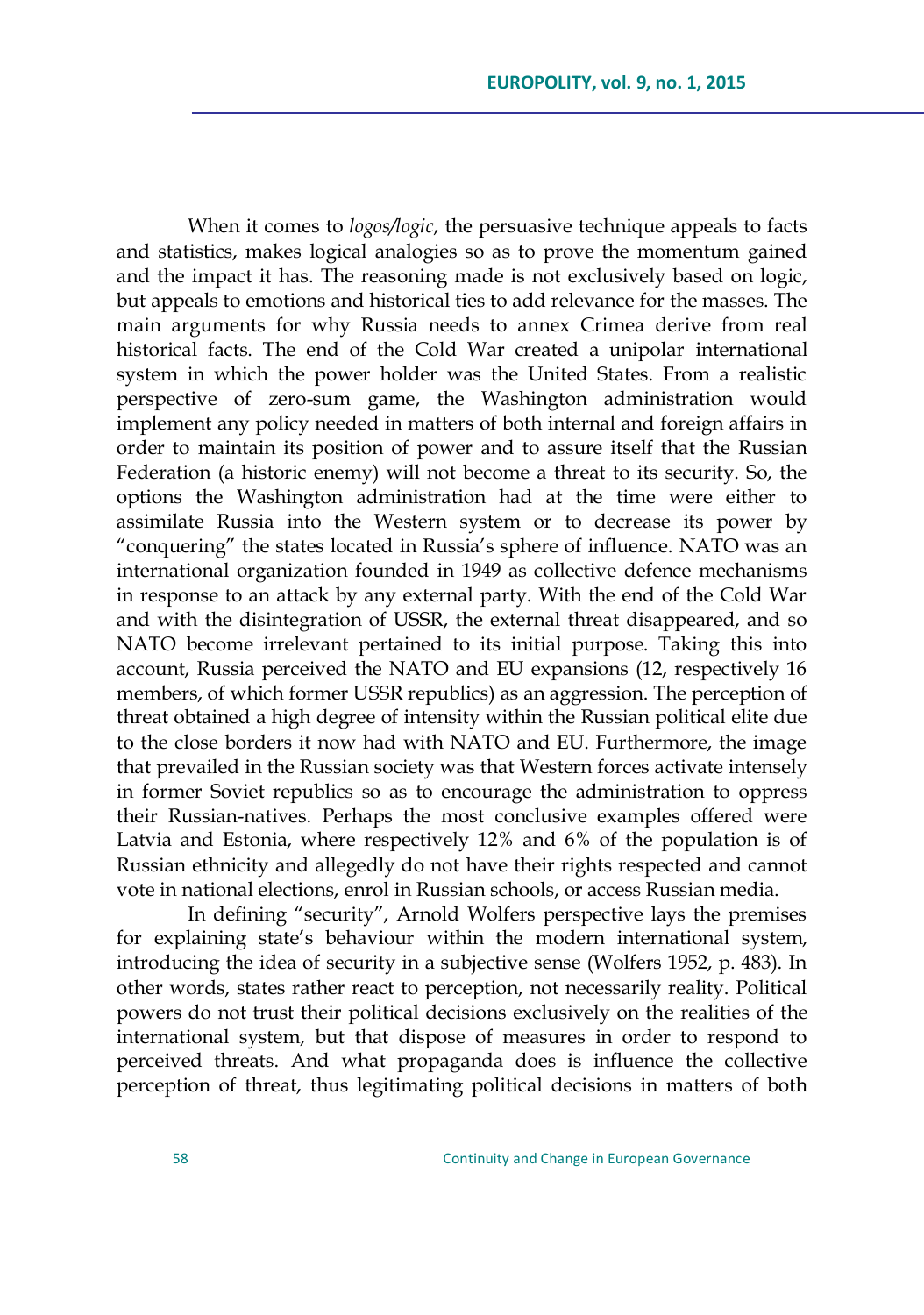When it comes to *logos/logic*, the persuasive technique appeals to facts and statistics, makes logical analogies so as to prove the momentum gained and the impact it has. The reasoning made is not exclusively based on logic, but appeals to emotions and historical ties to add relevance for the masses. The main arguments for why Russia needs to annex Crimea derive from real historical facts. The end of the Cold War created a unipolar international system in which the power holder was the United States. From a realistic perspective of zero-sum game, the Washington administration would implement any policy needed in matters of both internal and foreign affairs in order to maintain its position of power and to assure itself that the Russian Federation (a historic enemy) will not become a threat to its security. So, the options the Washington administration had at the time were either to assimilate Russia into the Western system or to decrease its power by "conquering" the states located in Russia's sphere of influence. NATO was an international organization founded in 1949 as collective defence mechanisms in response to an attack by any external party. With the end of the Cold War and with the disintegration of USSR, the external threat disappeared, and so NATO become irrelevant pertained to its initial purpose. Taking this into account, Russia perceived the NATO and EU expansions (12, respectively 16 members, of which former USSR republics) as an aggression. The perception of threat obtained a high degree of intensity within the Russian political elite due to the close borders it now had with NATO and EU. Furthermore, the image that prevailed in the Russian society was that Western forces activate intensely in former Soviet republics so as to encourage the administration to oppress their Russian-natives. Perhaps the most conclusive examples offered were Latvia and Estonia, where respectively 12% and 6% of the population is of Russian ethnicity and allegedly do not have their rights respected and cannot vote in national elections, enrol in Russian schools, or access Russian media.

In defining "security", Arnold Wolfers perspective lays the premises for explaining state's behaviour within the modern international system, introducing the idea of security in a subjective sense (Wolfers 1952, p. 483). In other words, states rather react to perception, not necessarily reality. Political powers do not trust their political decisions exclusively on the realities of the international system, but that dispose of measures in order to respond to perceived threats. And what propaganda does is influence the collective perception of threat, thus legitimating political decisions in matters of both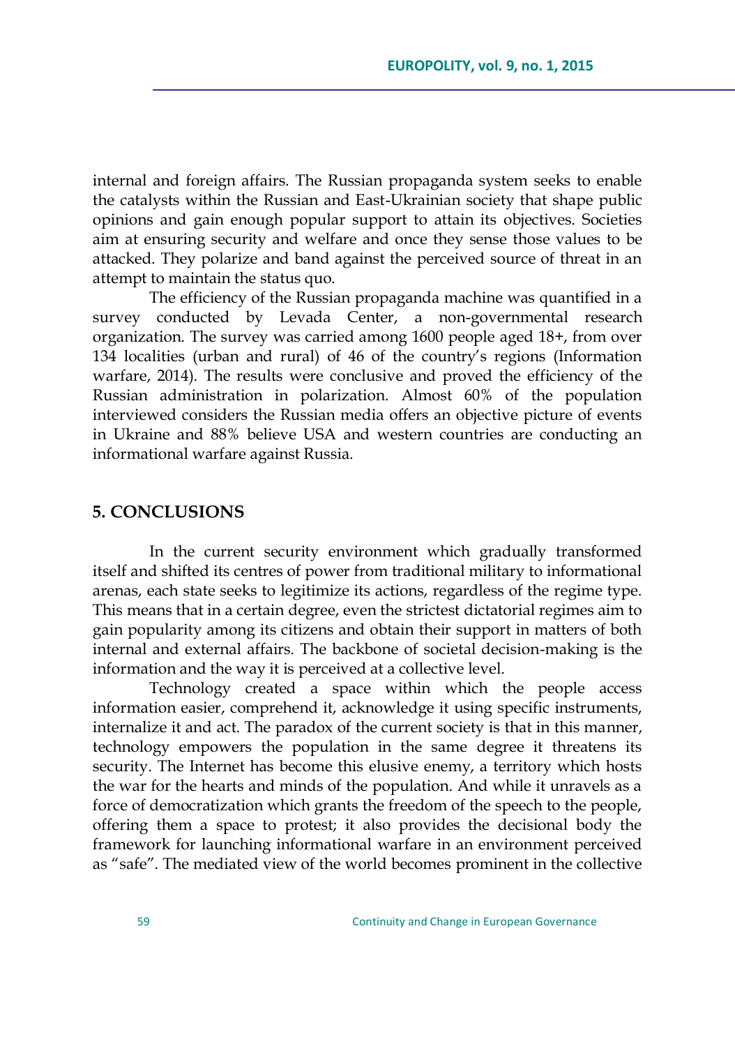internal and foreign affairs. The Russian propaganda system seeks to enable the catalysts within the Russian and East-Ukrainian society that shape public opinions and gain enough popular support to attain its objectives. Societies aim at ensuring security and welfare and once they sense those values to be attacked. They polarize and band against the perceived source of threat in an attempt to maintain the status quo.

The efficiency of the Russian propaganda machine was quantified in a survey conducted by Levada Center, a non-governmental research organization. The survey was carried among 1600 people aged 18+, from over 134 localities (urban and rural) of 46 of the country's regions (Information warfare, 2014). The results were conclusive and proved the efficiency of the Russian administration in polarization. Almost 60% of the population interviewed considers the Russian media offers an objective picture of events in Ukraine and 88% believe USA and western countries are conducting an informational warfare against Russia.

## 5. CONCLUSIONS

In the current security environment which gradually transformed itself and shifted its centres of power from traditional military to informational arenas, each state seeks to legitimize its actions, regardless of the regime type. This means that in a certain degree, even the strictest dictatorial regimes aim to gain popularity among its citizens and obtain their support in matters of both internal and external affairs. The backbone of societal decision-making is the information and the way it is perceived at a collective level.

Technology created a space within which the people access information easier, comprehend it, acknowledge it using specific instruments, internalize it and act. The paradox of the current society is that in this manner, technology empowers the population in the same degree it threatens its security. The Internet has become this elusive enemy, a territory which hosts the war for the hearts and minds of the population. And while it unravels as a force of democratization which grants the freedom of the speech to the people, offering them a space to protest; it also provides the decisional body the framework for launching informational warfare in an environment perceived as "safe". The mediated view of the world becomes prominent in the collective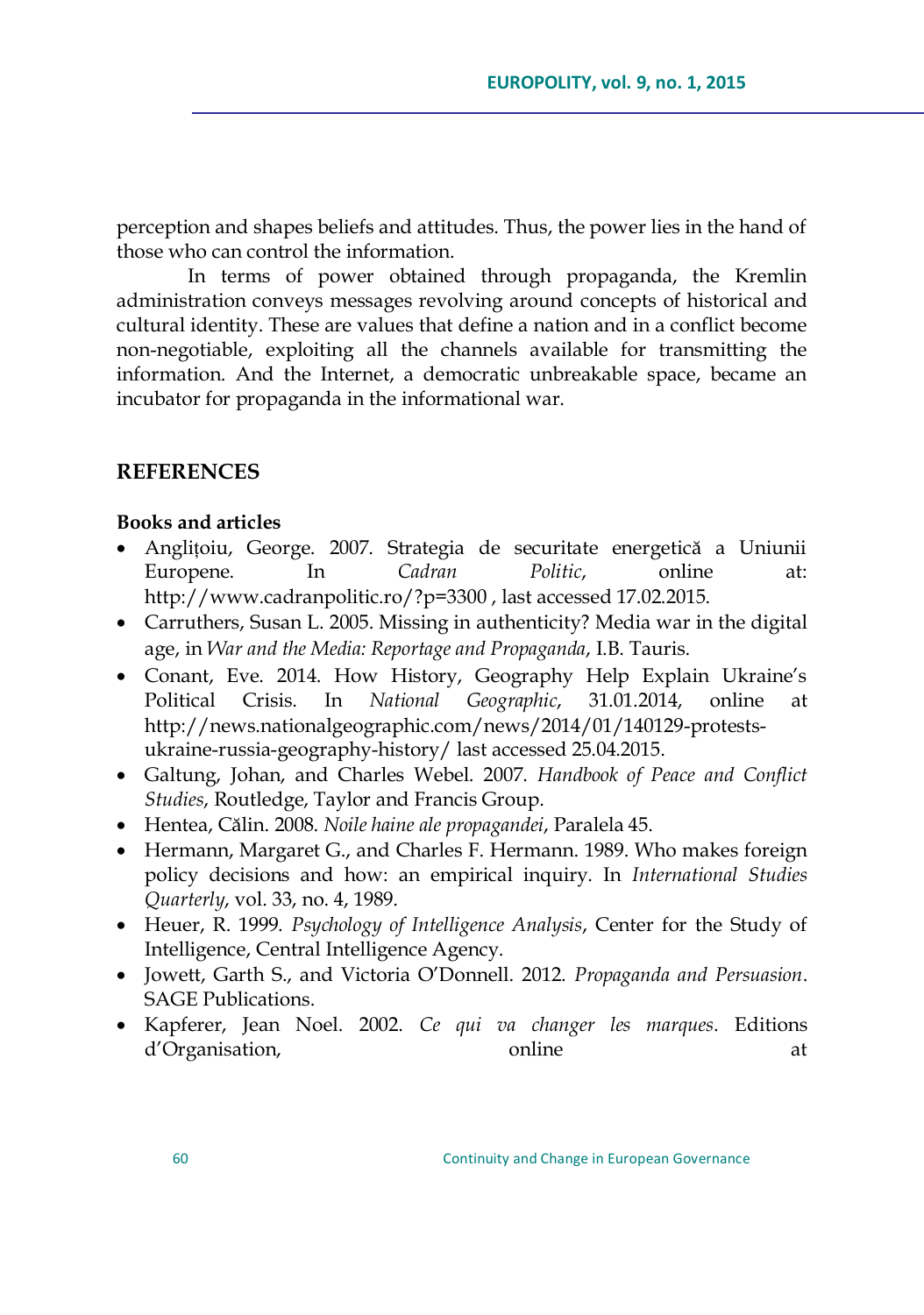perception and shapes beliefs and attitudes. Thus, the power lies in the hand of those who can control the information.

In terms of power obtained through propaganda, the Kremlin administration conveys messages revolving around concepts of historical and cultural identity. These are values that define a nation and in a conflict become non-negotiable, exploiting all the channels available for transmitting the information. And the Internet, a democratic unbreakable space, became an incubator for propaganda in the informational war.

## REFERENCES

### Books and articles

- Anglițoiu, George. 2007. Strategia de securitate energetică a Uniunii Europene. In *Cadran Politic*, online at: http://www.cadranpolitic.ro/?p=3300 , last accessed 17.02.2015.
- Carruthers, Susan L. 2005. Missing in authenticity? Media war in the digital age, in *War and the Media: Reportage and Propaganda*, I.B. Tauris.
- Conant, Eve. 2014. How History, Geography Help Explain Ukraine's Political Crisis. In *National Geographic*, 31.01.2014, online at http://news.nationalgeographic.com/news/2014/01/140129-protests-ukraine-russia-geography-history/ last accessed 25.04.2015.
- Galtung, Johan, and Charles Webel. 2007. *Handbook of Peace and Conflict Studies*, Routledge, Taylor and Francis Group.
- Hentea, Călin. 2008. *Noile haine ale propagandei*, Paralela 45.
- Hermann, Margaret G., and Charles F. Hermann. 1989. Who makes foreign policy decisions and how: an empirical inquiry. In *International Studies Quarterly*, vol. 33, no. 4, 1989.
- Heuer, R. 1999. *Psychology of Intelligence Analysis*, Center for the Study of Intelligence, Central Intelligence Agency.
- Jowett, Garth S., and Victoria O'Donnell. 2012. *Propaganda and Persuasion*. SAGE Publications.
- Kapferer, Jean Noel. 2002. *Ce qui va changer les marques*. Editions d'Organisation, online at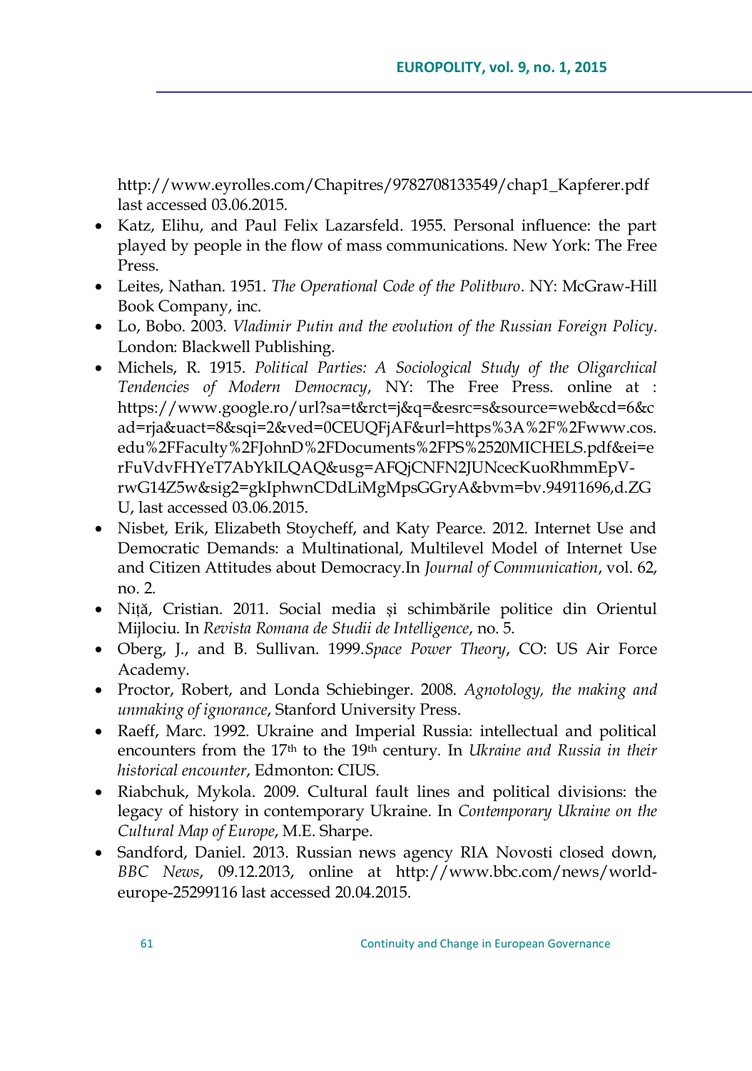http://www.eyrolles.com/Chapitres/9782708133549/chap1_Kapferer.pdf last accessed 03.06.2015.

- Katz, Elihu, and Paul Felix Lazarsfeld. 1955. Personal influence: the part played by people in the flow of mass communications. New York: The Free Press.
- Leites, Nathan. 1951. *The Operational Code of the Politburo*. NY: McGraw-Hill Book Company, inc.
- Lo, Bobo. 2003. *Vladimir Putin and the evolution of the Russian Foreign Policy*. London: Blackwell Publishing.
- Michels, R. 1915. *Political Parties: A Sociological Study of the Oligarchical Tendencies of Modern Democracy*, NY: The Free Press. online at : https://www.google.ro/url?sa=t&rct=j&q=&esrc=s&source=web&cd=6&cad=rja&uact=8&sqi=2&ved=0CEUQFjAF&url=https%3A%2F%2Fwww.cos.edu%2FFaculty%2FJohnD%2FDocuments%2FPS%2520MICHELS.pdf&ei=erFuVdvFHYeT7AbYkILQAQ&usg=AFQjCNFN2JUNcecKuoRhmmEpV-rwG14Z5w&sig2=gkIphwnCDdLiMgMpsGGryA&bvm=bv.94911696,d.ZGU, last accessed 03.06.2015.
- Nisbet, Erik, Elizabeth Stoycheff, and Katy Pearce. 2012. Internet Use and Democratic Demands: a Multinational, Multilevel Model of Internet Use and Citizen Attitudes about Democracy.In *Journal of Communication*, vol. 62, no. 2.
- Niță, Cristian. 2011. Social media și schimbările politice din Orientul Mijlociu. In *Revista Romana de Studii de Intelligence*, no. 5.
- Oberg, J., and B. Sullivan. 1999.*Space Power Theory*, CO: US Air Force Academy.
- Proctor, Robert, and Londa Schiebinger. 2008. *Agnotology, the making and unmaking of ignorance*, Stanford University Press.
- Raeff, Marc. 1992. Ukraine and Imperial Russia: intellectual and political encounters from the 17th to the 19th century. In *Ukraine and Russia in their historical encounter*, Edmonton: CIUS.
- Riabchuk, Mykola. 2009. Cultural fault lines and political divisions: the legacy of history in contemporary Ukraine. In *Contemporary Ukraine on the Cultural Map of Europe*, M.E. Sharpe.
- Sandford, Daniel. 2013. Russian news agency RIA Novosti closed down, *BBC News*, 09.12.2013, online at http://www.bbc.com/news/world-europe-25299116 last accessed 20.04.2015.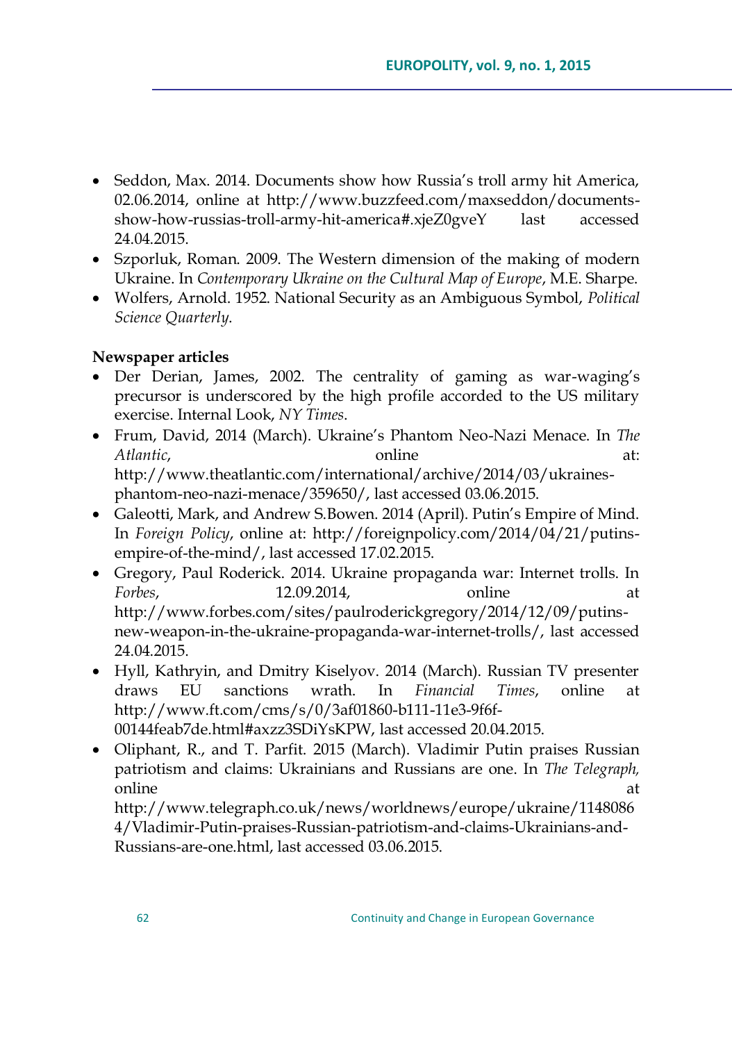- Seddon, Max. 2014. Documents show how Russia's troll army hit America, 02.06.2014, online at http://www.buzzfeed.com/maxseddon/documents-show-how-russias-troll-army-hit-america#.xjeZ0gveY last accessed 24.04.2015.
- Szporluk, Roman. 2009. The Western dimension of the making of modern Ukraine. In *Contemporary Ukraine on the Cultural Map of Europe*, M.E. Sharpe.
- Wolfers, Arnold. 1952. National Security as an Ambiguous Symbol, *Political Science Quarterly*.

**Newspaper articles**

- Der Derian, James, 2002. The centrality of gaming as war-waging's precursor is underscored by the high profile accorded to the US military exercise. Internal Look, *NY Times*.
- Frum, David, 2014 (March). Ukraine's Phantom Neo-Nazi Menace. In *The Atlantic*, online at: http://www.theatlantic.com/international/archive/2014/03/ukraines-phantom-neo-nazi-menace/359650/, last accessed 03.06.2015.
- Galeotti, Mark, and Andrew S.Bowen. 2014 (April). Putin's Empire of Mind. In *Foreign Policy*, online at: http://foreignpolicy.com/2014/04/21/putins-empire-of-the-mind/, last accessed 17.02.2015.
- Gregory, Paul Roderick. 2014. Ukraine propaganda war: Internet trolls. In *Forbes*, 12.09.2014, online at http://www.forbes.com/sites/paulroderickgregory/2014/12/09/putins-new-weapon-in-the-ukraine-propaganda-war-internet-trolls/, last accessed 24.04.2015.
- Hyll, Kathryin, and Dmitry Kiselyov. 2014 (March). Russian TV presenter draws EU sanctions wrath. In *Financial Times*, online at http://www.ft.com/cms/s/0/3af01860-b111-11e3-9f6f-00144feab7de.html#axzz3SDiYsKPW, last accessed 20.04.2015.
- Oliphant, R., and T. Parfit. 2015 (March). Vladimir Putin praises Russian patriotism and claims: Ukrainians and Russians are one. In *The Telegraph*, online at http://www.telegraph.co.uk/news/worldnews/europe/ukraine/11480864/Vladimir-Putin-praises-Russian-patriotism-and-claims-Ukrainians-and-Russians-are-one.html, last accessed 03.06.2015.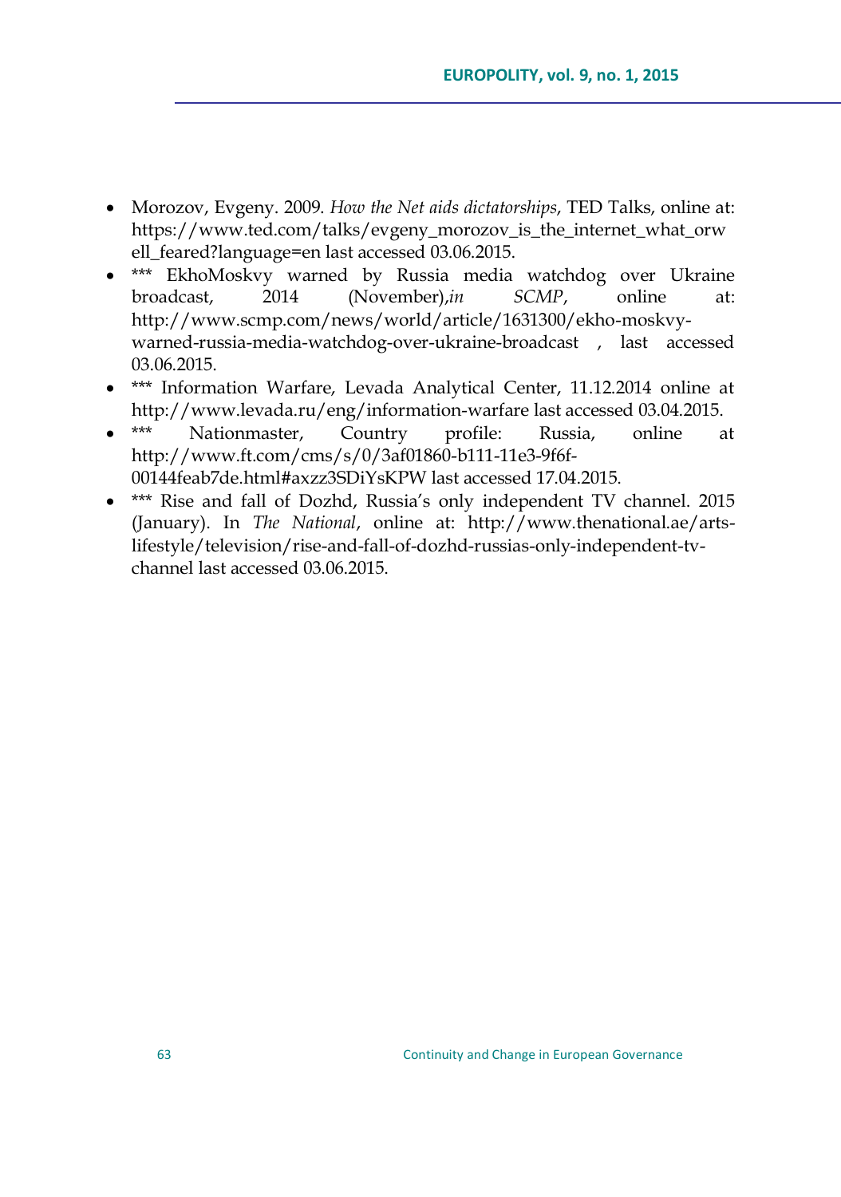- Morozov, Evgeny. 2009. *How the Net aids dictatorships*, TED Talks, online at: https://www.ted.com/talks/evgeny_morozov_is_the_internet_what_orwell_feared?language=en last accessed 03.06.2015.
- *** EkhoMoskvy warned by Russia media watchdog over Ukraine broadcast, 2014 (November),*in SCMP*, online at: http://www.scmp.com/news/world/article/1631300/ekho-moskvy-warned-russia-media-watchdog-over-ukraine-broadcast , last accessed 03.06.2015.
- *** Information Warfare, Levada Analytical Center, 11.12.2014 online at http://www.levada.ru/eng/information-warfare last accessed 03.04.2015.
- *** Nationmaster, Country profile: Russia, online at http://www.ft.com/cms/s/0/3af01860-b111-11e3-9f6f-00144feab7de.html#axzz3SDiYsKPW last accessed 17.04.2015.
- *** Rise and fall of Dozhd, Russia's only independent TV channel. 2015 (January). In *The National*, online at: http://www.thenational.ae/arts-lifestyle/television/rise-and-fall-of-dozhd-russias-only-independent-tv-channel last accessed 03.06.2015.